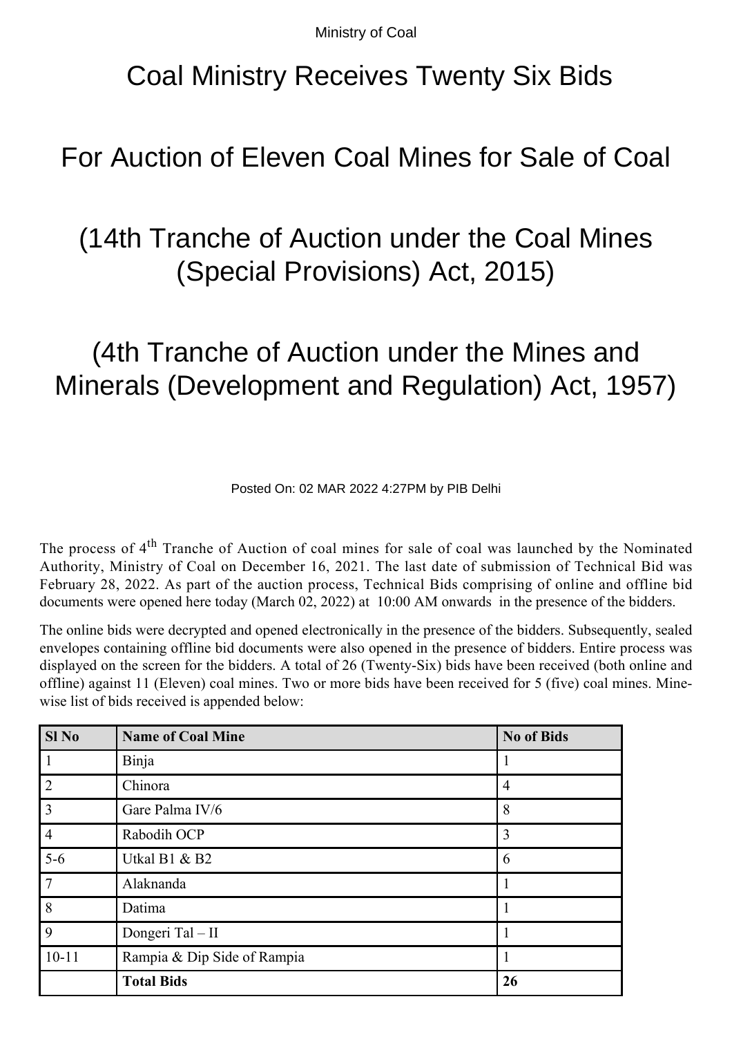Ministry of Coal

# Coal Ministry Receives Twenty Six Bids

# For Auction of Eleven Coal Mines for Sale of Coal

# (14th Tranche of Auction under the Coal Mines (Special Provisions) Act, 2015)

# (4th Tranche of Auction under the Mines and Minerals (Development and Regulation) Act, 1957)

Posted On: 02 MAR 2022 4:27PM by PIB Delhi

The process of 4th Tranche of Auction of coal mines for sale of coal was launched by the Nominated Authority, Ministry of Coal on December 16, 2021. The last date of submission of Technical Bid was February 28, 2022. As part of the auction process, Technical Bids comprising of online and offline bid documents were opened here today (March 02, 2022) at 10:00 AM onwards in the presence of the bidders.

The online bids were decrypted and opened electronically in the presence of the bidders. Subsequently, sealed envelopes containing offline bid documents were also opened in the presence of bidders. Entire process was displayed on the screen for the bidders. A total of 26 (Twenty-Six) bids have been received (both online and offline) against 11 (Eleven) coal mines. Two or more bids have been received for 5 (five) coal mines. Mine-wise list of bids received is appended below:

| Sl No | Name of Coal Mine | No of Bids |
|---|---|---|
| 1 | Binja | 1 |
| 2 | Chinora | 4 |
| 3 | Gare Palma IV/6 | 8 |
| 4 | Rabodih OCP | 3 |
| 5-6 | Utkal B1 & B2 | 6 |
| 7 | Alaknanda | 1 |
| 8 | Datima | 1 |
| 9 | Dongeri Tal – II | 1 |
| 10-11 | Rampia & Dip Side of Rampia | 1 |
| | **Total Bids** | **26** |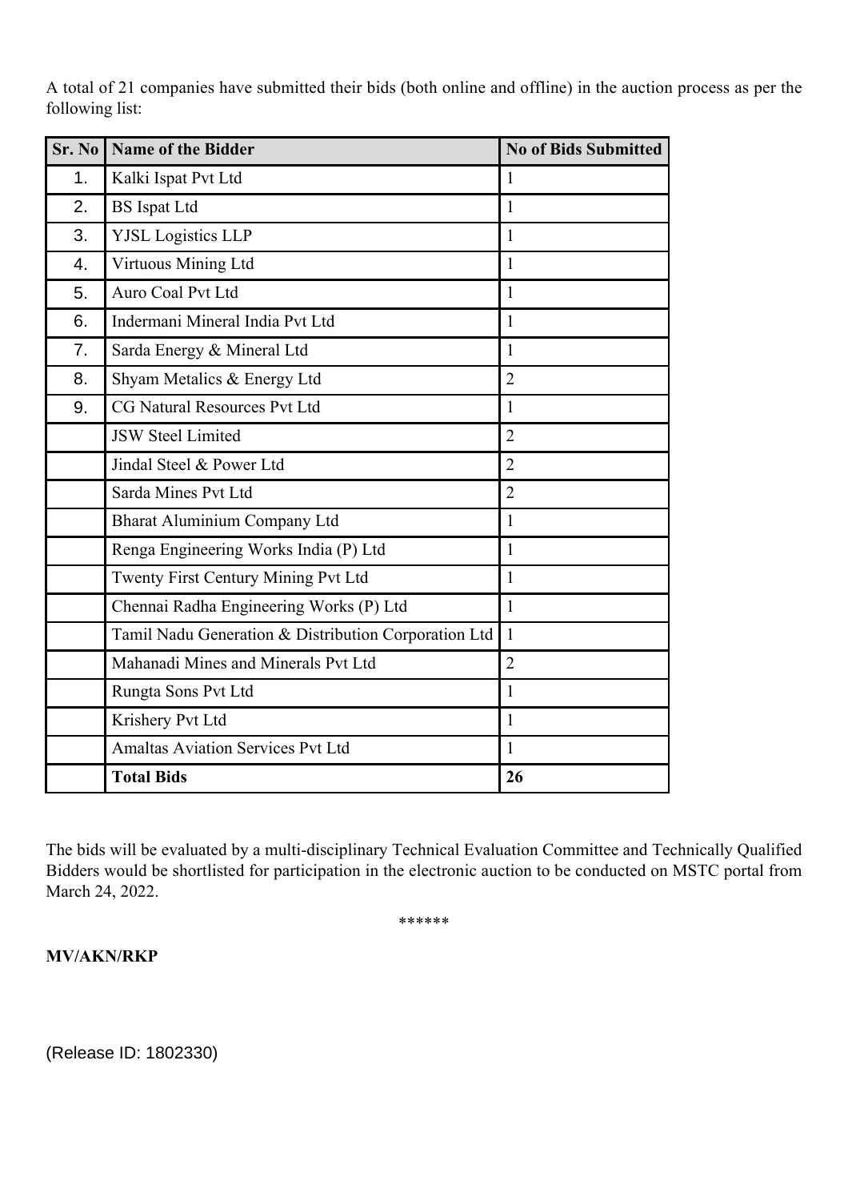A total of 21 companies have submitted their bids (both online and offline) in the auction process as per the following list:

| Sr. No | Name of the Bidder | No of Bids Submitted |
|---|---|---|
| 1. | Kalki Ispat Pvt Ltd | 1 |
| 2. | BS Ispat Ltd | 1 |
| 3. | YJSL Logistics LLP | 1 |
| 4. | Virtuous Mining Ltd | 1 |
| 5. | Auro Coal Pvt Ltd | 1 |
| 6. | Indermani Mineral India Pvt Ltd | 1 |
| 7. | Sarda Energy & Mineral Ltd | 1 |
| 8. | Shyam Metalics & Energy Ltd | 2 |
| 9. | CG Natural Resources Pvt Ltd | 1 |
| | JSW Steel Limited | 2 |
| | Jindal Steel & Power Ltd | 2 |
| | Sarda Mines Pvt Ltd | 2 |
| | Bharat Aluminium Company Ltd | 1 |
| | Renga Engineering Works India (P) Ltd | 1 |
| | Twenty First Century Mining Pvt Ltd | 1 |
| | Chennai Radha Engineering Works (P) Ltd | 1 |
| | Tamil Nadu Generation & Distribution Corporation Ltd | 1 |
| | Mahanadi Mines and Minerals Pvt Ltd | 2 |
| | Rungta Sons Pvt Ltd | 1 |
| | Krishery Pvt Ltd | 1 |
| | Amaltas Aviation Services Pvt Ltd | 1 |
| | **Total Bids** | **26** |

The bids will be evaluated by a multi-disciplinary Technical Evaluation Committee and Technically Qualified Bidders would be shortlisted for participation in the electronic auction to be conducted on MSTC portal from March 24, 2022.

******

**MV/AKN/RKP**

(Release ID: 1802330)